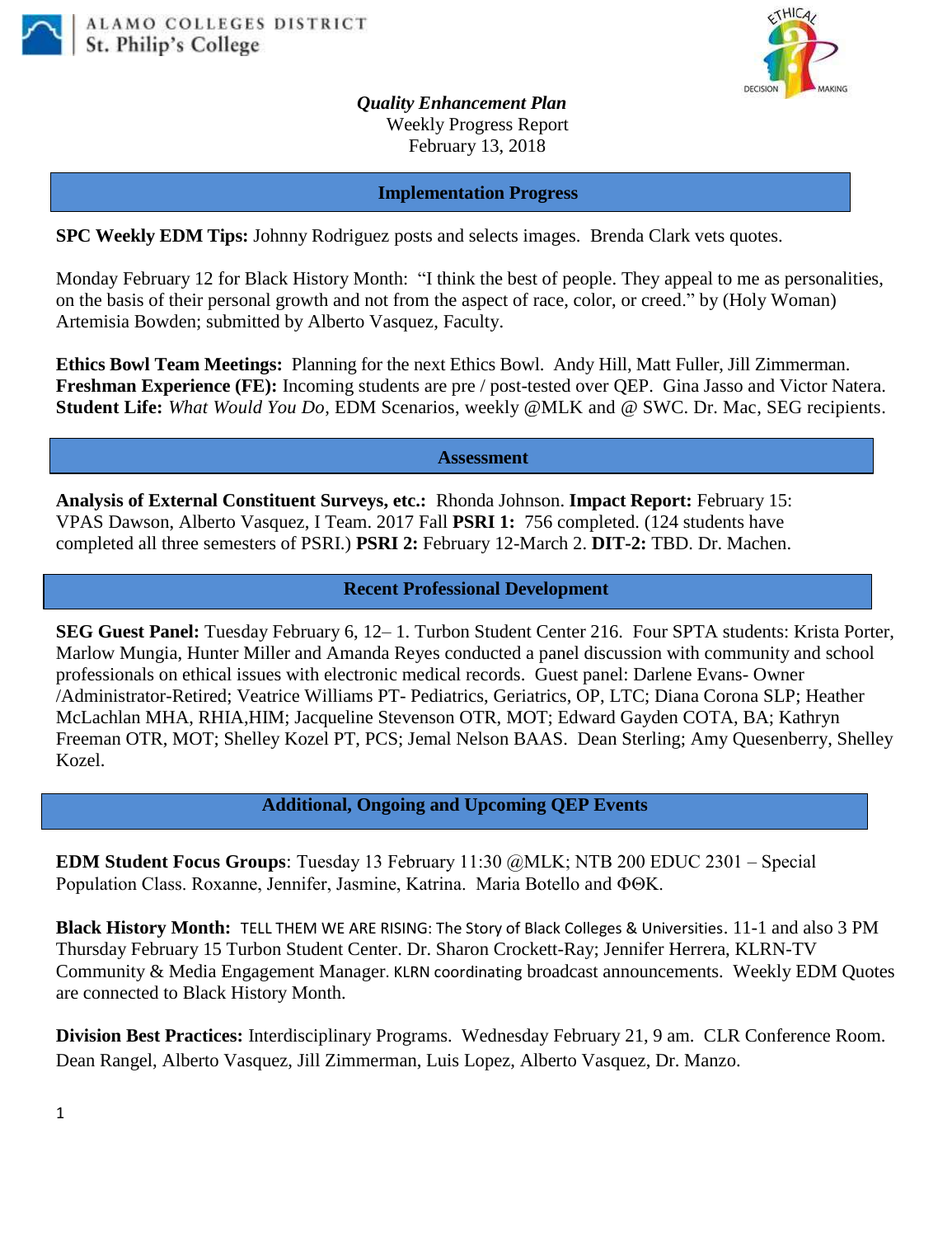ALAMO COLLEGES DISTRICT
St. Philip's College

***Quality Enhancement Plan***
Weekly Progress Report
February 13, 2018

## Implementation Progress

**SPC Weekly EDM Tips:** Johnny Rodriguez posts and selects images. Brenda Clark vets quotes.

Monday February 12 for Black History Month: "I think the best of people. They appeal to me as personalities, on the basis of their personal growth and not from the aspect of race, color, or creed." by (Holy Woman) Artemisia Bowden; submitted by Alberto Vasquez, Faculty.

**Ethics Bowl Team Meetings:** Planning for the next Ethics Bowl. Andy Hill, Matt Fuller, Jill Zimmerman.
**Freshman Experience (FE):** Incoming students are pre / post-tested over QEP. Gina Jasso and Victor Natera.
**Student Life:** *What Would You Do*, EDM Scenarios, weekly @MLK and @ SWC. Dr. Mac, SEG recipients.

## Assessment

**Analysis of External Constituent Surveys, etc.:** Rhonda Johnson. **Impact Report:** February 15: VPAS Dawson, Alberto Vasquez, I Team. 2017 Fall **PSRI 1:** 756 completed. (124 students have completed all three semesters of PSRI.) **PSRI 2:** February 12-March 2. **DIT-2:** TBD. Dr. Machen.

## Recent Professional Development

**SEG Guest Panel:** Tuesday February 6, 12– 1. Turbon Student Center 216. Four SPTA students: Krista Porter, Marlow Mungia, Hunter Miller and Amanda Reyes conducted a panel discussion with community and school professionals on ethical issues with electronic medical records. Guest panel: Darlene Evans- Owner /Administrator-Retired; Veatrice Williams PT- Pediatrics, Geriatrics, OP, LTC; Diana Corona SLP; Heather McLachlan MHA, RHIA,HIM; Jacqueline Stevenson OTR, MOT; Edward Gayden COTA, BA; Kathryn Freeman OTR, MOT; Shelley Kozel PT, PCS; Jemal Nelson BAAS. Dean Sterling; Amy Quesenberry, Shelley Kozel.

## Additional, Ongoing and Upcoming QEP Events

**EDM Student Focus Groups**: Tuesday 13 February 11:30 @MLK; NTB 200 EDUC 2301 – Special Population Class. Roxanne, Jennifer, Jasmine, Katrina. Maria Botello and ΦΘΚ.

**Black History Month:** TELL THEM WE ARE RISING: The Story of Black Colleges & Universities. 11-1 and also 3 PM Thursday February 15 Turbon Student Center. Dr. Sharon Crockett-Ray; Jennifer Herrera, KLRN-TV Community & Media Engagement Manager. KLRN coordinating broadcast announcements. Weekly EDM Quotes are connected to Black History Month.

**Division Best Practices:** Interdisciplinary Programs. Wednesday February 21, 9 am. CLR Conference Room. Dean Rangel, Alberto Vasquez, Jill Zimmerman, Luis Lopez, Alberto Vasquez, Dr. Manzo.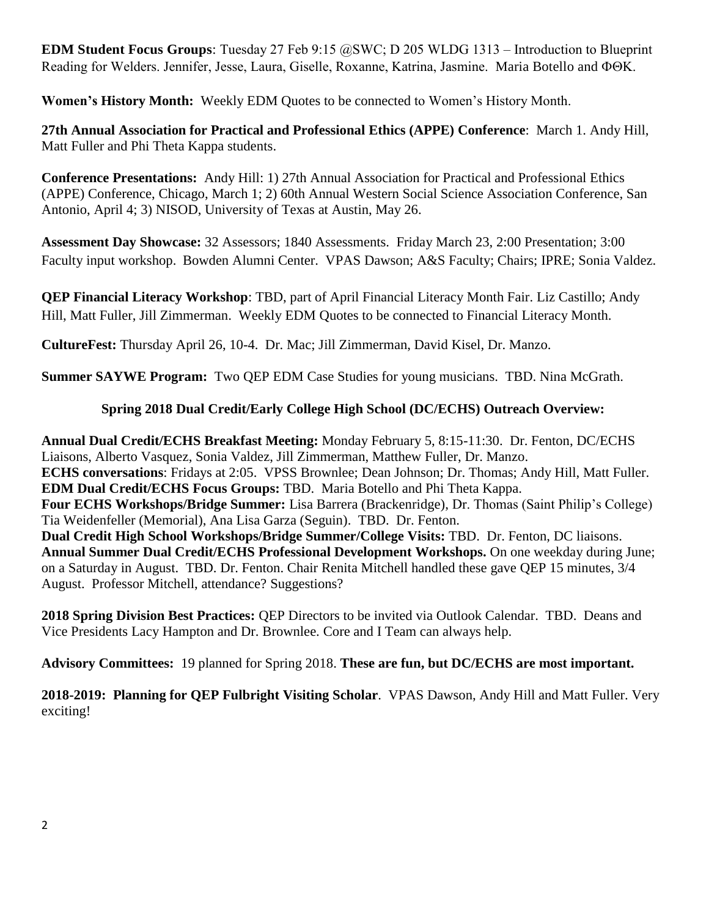**EDM Student Focus Groups**: Tuesday 27 Feb 9:15 @SWC; D 205 WLDG 1313 – Introduction to Blueprint Reading for Welders. Jennifer, Jesse, Laura, Giselle, Roxanne, Katrina, Jasmine. Maria Botello and ΦΘΚ.

**Women's History Month:** Weekly EDM Quotes to be connected to Women's History Month.

**27th Annual Association for Practical and Professional Ethics (APPE) Conference**: March 1. Andy Hill, Matt Fuller and Phi Theta Kappa students.

**Conference Presentations:** Andy Hill: 1) 27th Annual Association for Practical and Professional Ethics (APPE) Conference, Chicago, March 1; 2) 60th Annual Western Social Science Association Conference, San Antonio, April 4; 3) NISOD, University of Texas at Austin, May 26.

**Assessment Day Showcase:** 32 Assessors; 1840 Assessments. Friday March 23, 2:00 Presentation; 3:00 Faculty input workshop. Bowden Alumni Center. VPAS Dawson; A&S Faculty; Chairs; IPRE; Sonia Valdez.

**QEP Financial Literacy Workshop**: TBD, part of April Financial Literacy Month Fair. Liz Castillo; Andy Hill, Matt Fuller, Jill Zimmerman. Weekly EDM Quotes to be connected to Financial Literacy Month.

**CultureFest:** Thursday April 26, 10-4. Dr. Mac; Jill Zimmerman, David Kisel, Dr. Manzo.

**Summer SAYWE Program:** Two QEP EDM Case Studies for young musicians. TBD. Nina McGrath.

**Spring 2018 Dual Credit/Early College High School (DC/ECHS) Outreach Overview:**

**Annual Dual Credit/ECHS Breakfast Meeting:** Monday February 5, 8:15-11:30. Dr. Fenton, DC/ECHS Liaisons, Alberto Vasquez, Sonia Valdez, Jill Zimmerman, Matthew Fuller, Dr. Manzo.
**ECHS conversations**: Fridays at 2:05. VPSS Brownlee; Dean Johnson; Dr. Thomas; Andy Hill, Matt Fuller.
**EDM Dual Credit/ECHS Focus Groups:** TBD. Maria Botello and Phi Theta Kappa.
**Four ECHS Workshops/Bridge Summer:** Lisa Barrera (Brackenridge), Dr. Thomas (Saint Philip's College) Tia Weidenfeller (Memorial), Ana Lisa Garza (Seguin). TBD. Dr. Fenton.
**Dual Credit High School Workshops/Bridge Summer/College Visits:** TBD. Dr. Fenton, DC liaisons.
**Annual Summer Dual Credit/ECHS Professional Development Workshops.** On one weekday during June; on a Saturday in August. TBD. Dr. Fenton. Chair Renita Mitchell handled these gave QEP 15 minutes, 3/4 August. Professor Mitchell, attendance? Suggestions?

**2018 Spring Division Best Practices:** QEP Directors to be invited via Outlook Calendar. TBD. Deans and Vice Presidents Lacy Hampton and Dr. Brownlee. Core and I Team can always help.

**Advisory Committees:** 19 planned for Spring 2018. **These are fun, but DC/ECHS are most important.**

**2018-2019: Planning for QEP Fulbright Visiting Scholar**. VPAS Dawson, Andy Hill and Matt Fuller. Very exciting!